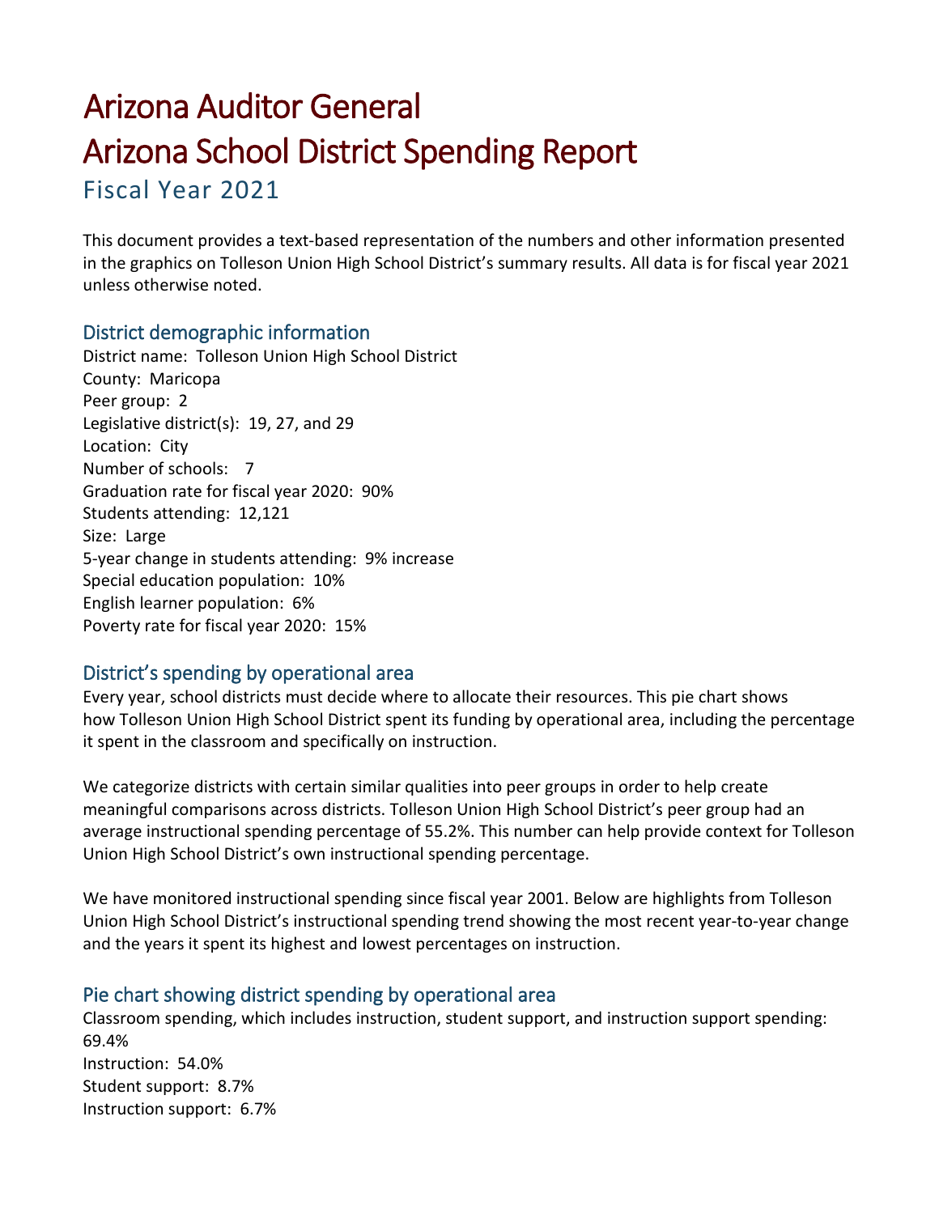# Arizona Auditor General
# Arizona School District Spending Report

## Fiscal Year 2021

This document provides a text-based representation of the numbers and other information presented in the graphics on Tolleson Union High School District's summary results. All data is for fiscal year 2021 unless otherwise noted.

### District demographic information

District name: Tolleson Union High School District
County: Maricopa
Peer group: 2
Legislative district(s): 19, 27, and 29
Location: City
Number of schools: 7
Graduation rate for fiscal year 2020: 90%
Students attending: 12,121
Size: Large
5-year change in students attending: 9% increase
Special education population: 10%
English learner population: 6%
Poverty rate for fiscal year 2020: 15%

### District's spending by operational area

Every year, school districts must decide where to allocate their resources. This pie chart shows how Tolleson Union High School District spent its funding by operational area, including the percentage it spent in the classroom and specifically on instruction.

We categorize districts with certain similar qualities into peer groups in order to help create meaningful comparisons across districts. Tolleson Union High School District's peer group had an average instructional spending percentage of 55.2%. This number can help provide context for Tolleson Union High School District's own instructional spending percentage.

We have monitored instructional spending since fiscal year 2001. Below are highlights from Tolleson Union High School District's instructional spending trend showing the most recent year-to-year change and the years it spent its highest and lowest percentages on instruction.

### Pie chart showing district spending by operational area

Classroom spending, which includes instruction, student support, and instruction support spending: 69.4%
Instruction: 54.0%
Student support: 8.7%
Instruction support: 6.7%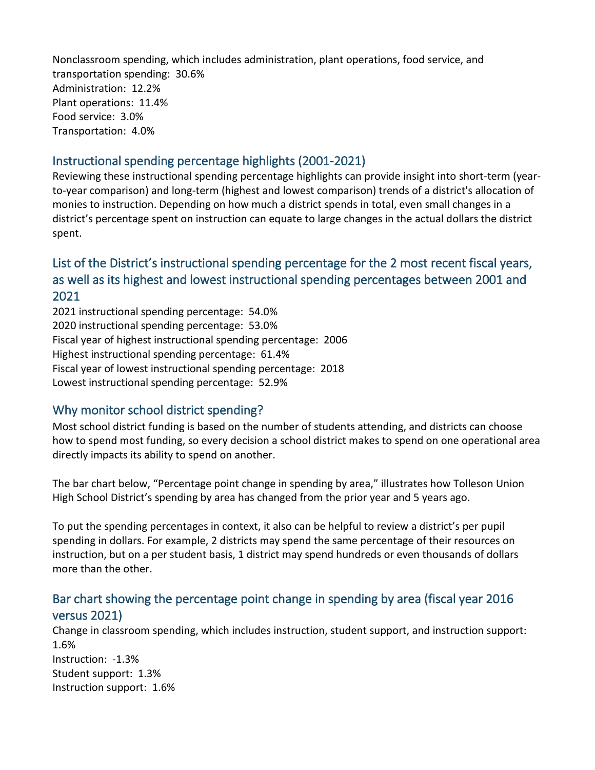Nonclassroom spending, which includes administration, plant operations, food service, and transportation spending: 30.6%
Administration: 12.2%
Plant operations: 11.4%
Food service: 3.0%
Transportation: 4.0%

## Instructional spending percentage highlights (2001-2021)

Reviewing these instructional spending percentage highlights can provide insight into short-term (year-to-year comparison) and long-term (highest and lowest comparison) trends of a district's allocation of monies to instruction. Depending on how much a district spends in total, even small changes in a district's percentage spent on instruction can equate to large changes in the actual dollars the district spent.

## List of the District's instructional spending percentage for the 2 most recent fiscal years, as well as its highest and lowest instructional spending percentages between 2001 and 2021

2021 instructional spending percentage: 54.0%
2020 instructional spending percentage: 53.0%
Fiscal year of highest instructional spending percentage: 2006
Highest instructional spending percentage: 61.4%
Fiscal year of lowest instructional spending percentage: 2018
Lowest instructional spending percentage: 52.9%

## Why monitor school district spending?

Most school district funding is based on the number of students attending, and districts can choose how to spend most funding, so every decision a school district makes to spend on one operational area directly impacts its ability to spend on another.

The bar chart below, "Percentage point change in spending by area," illustrates how Tolleson Union High School District's spending by area has changed from the prior year and 5 years ago.

To put the spending percentages in context, it also can be helpful to review a district's per pupil spending in dollars. For example, 2 districts may spend the same percentage of their resources on instruction, but on a per student basis, 1 district may spend hundreds or even thousands of dollars more than the other.

## Bar chart showing the percentage point change in spending by area (fiscal year 2016 versus 2021)

Change in classroom spending, which includes instruction, student support, and instruction support: 1.6%
Instruction: -1.3%
Student support: 1.3%
Instruction support: 1.6%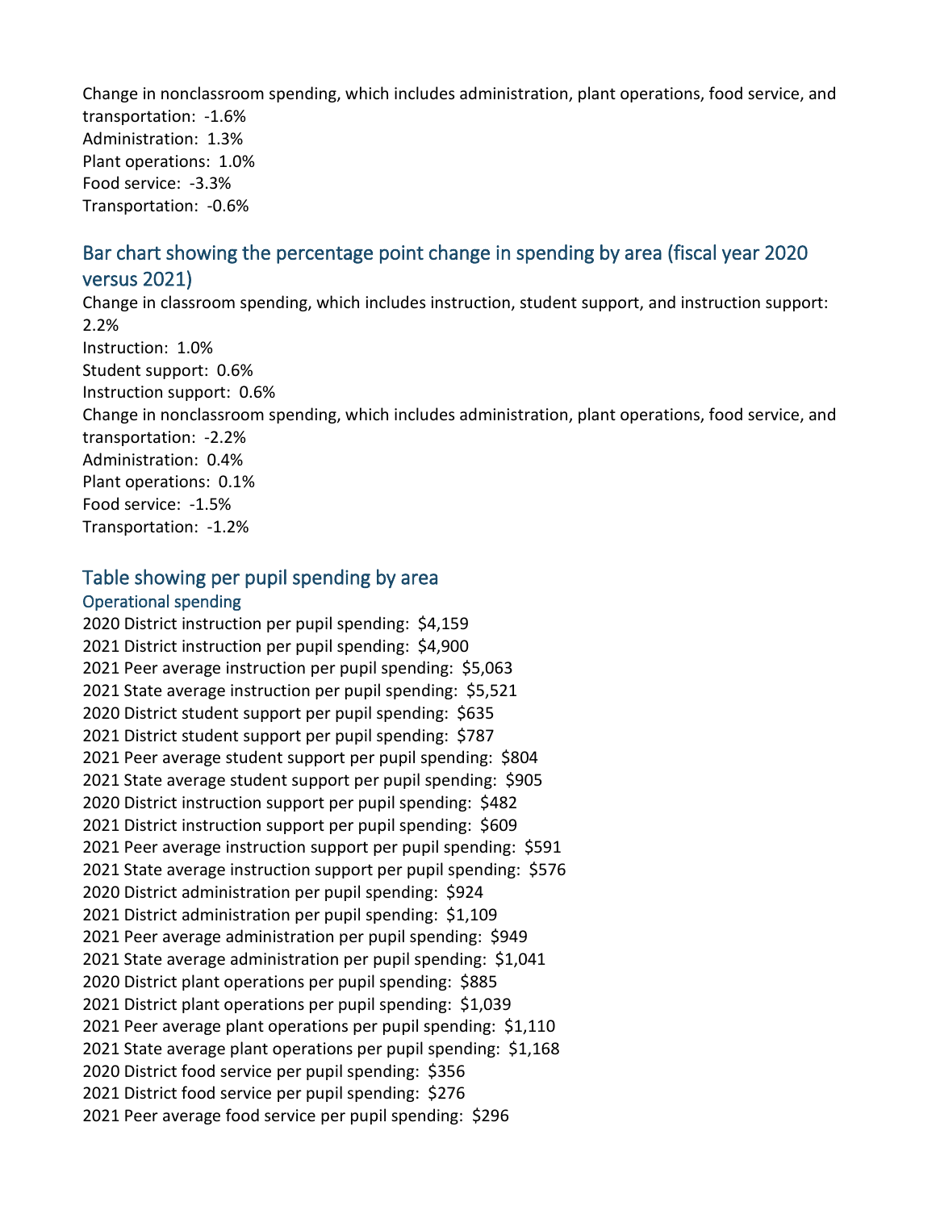Change in nonclassroom spending, which includes administration, plant operations, food service, and transportation: -1.6%
Administration: 1.3%
Plant operations: 1.0%
Food service: -3.3%
Transportation: -0.6%

## Bar chart showing the percentage point change in spending by area (fiscal year 2020 versus 2021)

Change in classroom spending, which includes instruction, student support, and instruction support: 2.2%
Instruction: 1.0%
Student support: 0.6%
Instruction support: 0.6%
Change in nonclassroom spending, which includes administration, plant operations, food service, and transportation: -2.2%
Administration: 0.4%
Plant operations: 0.1%
Food service: -1.5%
Transportation: -1.2%

## Table showing per pupil spending by area

### Operational spending

2020 District instruction per pupil spending: $4,159
2021 District instruction per pupil spending: $4,900
2021 Peer average instruction per pupil spending: $5,063
2021 State average instruction per pupil spending: $5,521
2020 District student support per pupil spending: $635
2021 District student support per pupil spending: $787
2021 Peer average student support per pupil spending: $804
2021 State average student support per pupil spending: $905
2020 District instruction support per pupil spending: $482
2021 District instruction support per pupil spending: $609
2021 Peer average instruction support per pupil spending: $591
2021 State average instruction support per pupil spending: $576
2020 District administration per pupil spending: $924
2021 District administration per pupil spending: $1,109
2021 Peer average administration per pupil spending: $949
2021 State average administration per pupil spending: $1,041
2020 District plant operations per pupil spending: $885
2021 District plant operations per pupil spending: $1,039
2021 Peer average plant operations per pupil spending: $1,110
2021 State average plant operations per pupil spending: $1,168
2020 District food service per pupil spending: $356
2021 District food service per pupil spending: $276
2021 Peer average food service per pupil spending: $296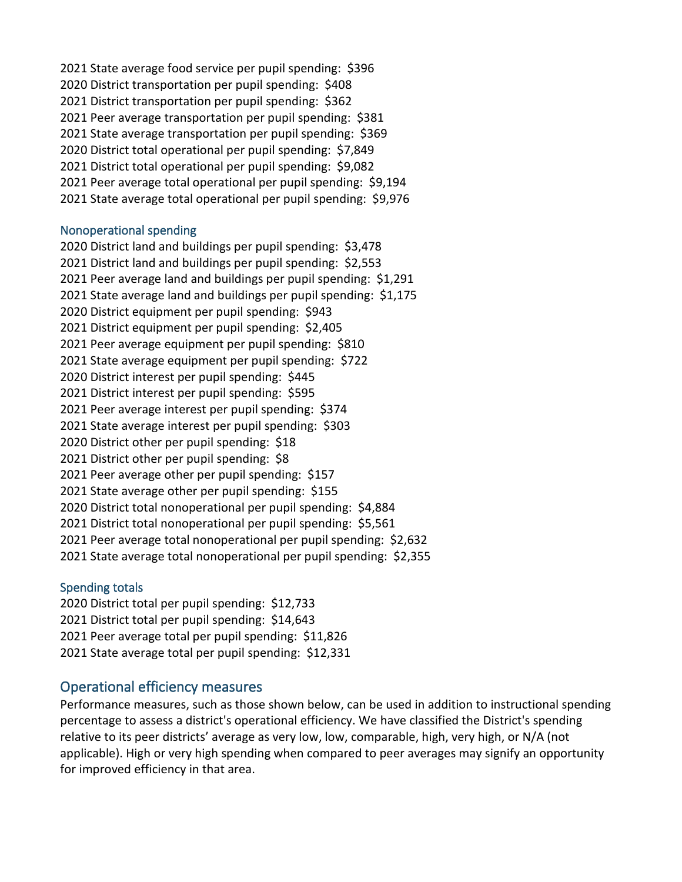2021 State average food service per pupil spending: $396
2020 District transportation per pupil spending: $408
2021 District transportation per pupil spending: $362
2021 Peer average transportation per pupil spending: $381
2021 State average transportation per pupil spending: $369
2020 District total operational per pupil spending: $7,849
2021 District total operational per pupil spending: $9,082
2021 Peer average total operational per pupil spending: $9,194
2021 State average total operational per pupil spending: $9,976

### Nonoperational spending

2020 District land and buildings per pupil spending: $3,478
2021 District land and buildings per pupil spending: $2,553
2021 Peer average land and buildings per pupil spending: $1,291
2021 State average land and buildings per pupil spending: $1,175
2020 District equipment per pupil spending: $943
2021 District equipment per pupil spending: $2,405
2021 Peer average equipment per pupil spending: $810
2021 State average equipment per pupil spending: $722
2020 District interest per pupil spending: $445
2021 District interest per pupil spending: $595
2021 Peer average interest per pupil spending: $374
2021 State average interest per pupil spending: $303
2020 District other per pupil spending: $18
2021 District other per pupil spending: $8
2021 Peer average other per pupil spending: $157
2021 State average other per pupil spending: $155
2020 District total nonoperational per pupil spending: $4,884
2021 District total nonoperational per pupil spending: $5,561
2021 Peer average total nonoperational per pupil spending: $2,632
2021 State average total nonoperational per pupil spending: $2,355

### Spending totals

2020 District total per pupil spending: $12,733
2021 District total per pupil spending: $14,643
2021 Peer average total per pupil spending: $11,826
2021 State average total per pupil spending: $12,331

## Operational efficiency measures

Performance measures, such as those shown below, can be used in addition to instructional spending percentage to assess a district's operational efficiency. We have classified the District's spending relative to its peer districts' average as very low, low, comparable, high, very high, or N/A (not applicable). High or very high spending when compared to peer averages may signify an opportunity for improved efficiency in that area.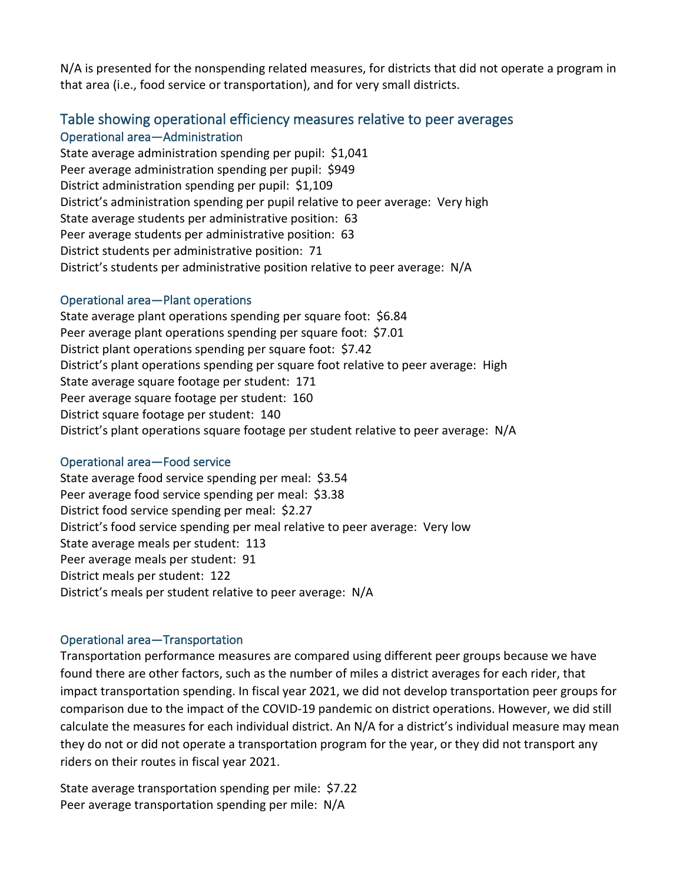N/A is presented for the nonspending related measures, for districts that did not operate a program in that area (i.e., food service or transportation), and for very small districts.

## Table showing operational efficiency measures relative to peer averages

### Operational area—Administration

State average administration spending per pupil:  $1,041
Peer average administration spending per pupil:  $949
District administration spending per pupil:  $1,109
District’s administration spending per pupil relative to peer average:  Very high
State average students per administrative position:  63
Peer average students per administrative position:  63
District students per administrative position:  71
District’s students per administrative position relative to peer average:  N/A

### Operational area—Plant operations

State average plant operations spending per square foot:  $6.84
Peer average plant operations spending per square foot:  $7.01
District plant operations spending per square foot:  $7.42
District’s plant operations spending per square foot relative to peer average:  High
State average square footage per student:  171
Peer average square footage per student:  160
District square footage per student:  140
District’s plant operations square footage per student relative to peer average:  N/A

### Operational area—Food service

State average food service spending per meal:  $3.54
Peer average food service spending per meal:  $3.38
District food service spending per meal:  $2.27
District’s food service spending per meal relative to peer average:  Very low
State average meals per student:  113
Peer average meals per student:  91
District meals per student:  122
District’s meals per student relative to peer average:  N/A

### Operational area—Transportation

Transportation performance measures are compared using different peer groups because we have found there are other factors, such as the number of miles a district averages for each rider, that impact transportation spending. In fiscal year 2021, we did not develop transportation peer groups for comparison due to the impact of the COVID-19 pandemic on district operations. However, we did still calculate the measures for each individual district. An N/A for a district’s individual measure may mean they do not or did not operate a transportation program for the year, or they did not transport any riders on their routes in fiscal year 2021.

State average transportation spending per mile:  $7.22
Peer average transportation spending per mile:  N/A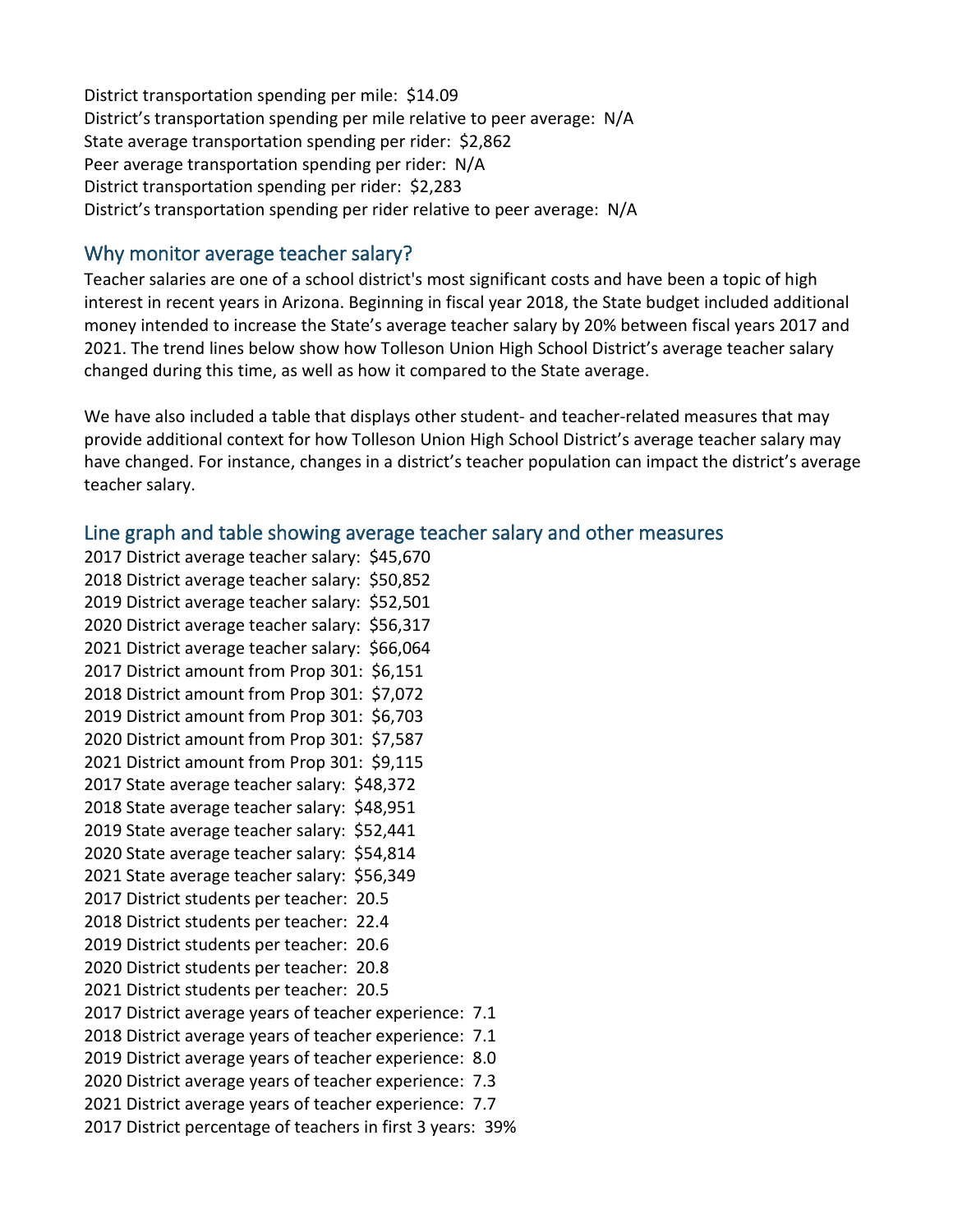District transportation spending per mile: $14.09
District's transportation spending per mile relative to peer average: N/A
State average transportation spending per rider: $2,862
Peer average transportation spending per rider: N/A
District transportation spending per rider: $2,283
District's transportation spending per rider relative to peer average: N/A

## Why monitor average teacher salary?

Teacher salaries are one of a school district's most significant costs and have been a topic of high interest in recent years in Arizona. Beginning in fiscal year 2018, the State budget included additional money intended to increase the State's average teacher salary by 20% between fiscal years 2017 and 2021. The trend lines below show how Tolleson Union High School District's average teacher salary changed during this time, as well as how it compared to the State average.

We have also included a table that displays other student- and teacher-related measures that may provide additional context for how Tolleson Union High School District's average teacher salary may have changed. For instance, changes in a district's teacher population can impact the district's average teacher salary.

## Line graph and table showing average teacher salary and other measures

2017 District average teacher salary: $45,670
2018 District average teacher salary: $50,852
2019 District average teacher salary: $52,501
2020 District average teacher salary: $56,317
2021 District average teacher salary: $66,064
2017 District amount from Prop 301: $6,151
2018 District amount from Prop 301: $7,072
2019 District amount from Prop 301: $6,703
2020 District amount from Prop 301: $7,587
2021 District amount from Prop 301: $9,115
2017 State average teacher salary: $48,372
2018 State average teacher salary: $48,951
2019 State average teacher salary: $52,441
2020 State average teacher salary: $54,814
2021 State average teacher salary: $56,349
2017 District students per teacher: 20.5
2018 District students per teacher: 22.4
2019 District students per teacher: 20.6
2020 District students per teacher: 20.8
2021 District students per teacher: 20.5
2017 District average years of teacher experience: 7.1
2018 District average years of teacher experience: 7.1
2019 District average years of teacher experience: 8.0
2020 District average years of teacher experience: 7.3
2021 District average years of teacher experience: 7.7
2017 District percentage of teachers in first 3 years: 39%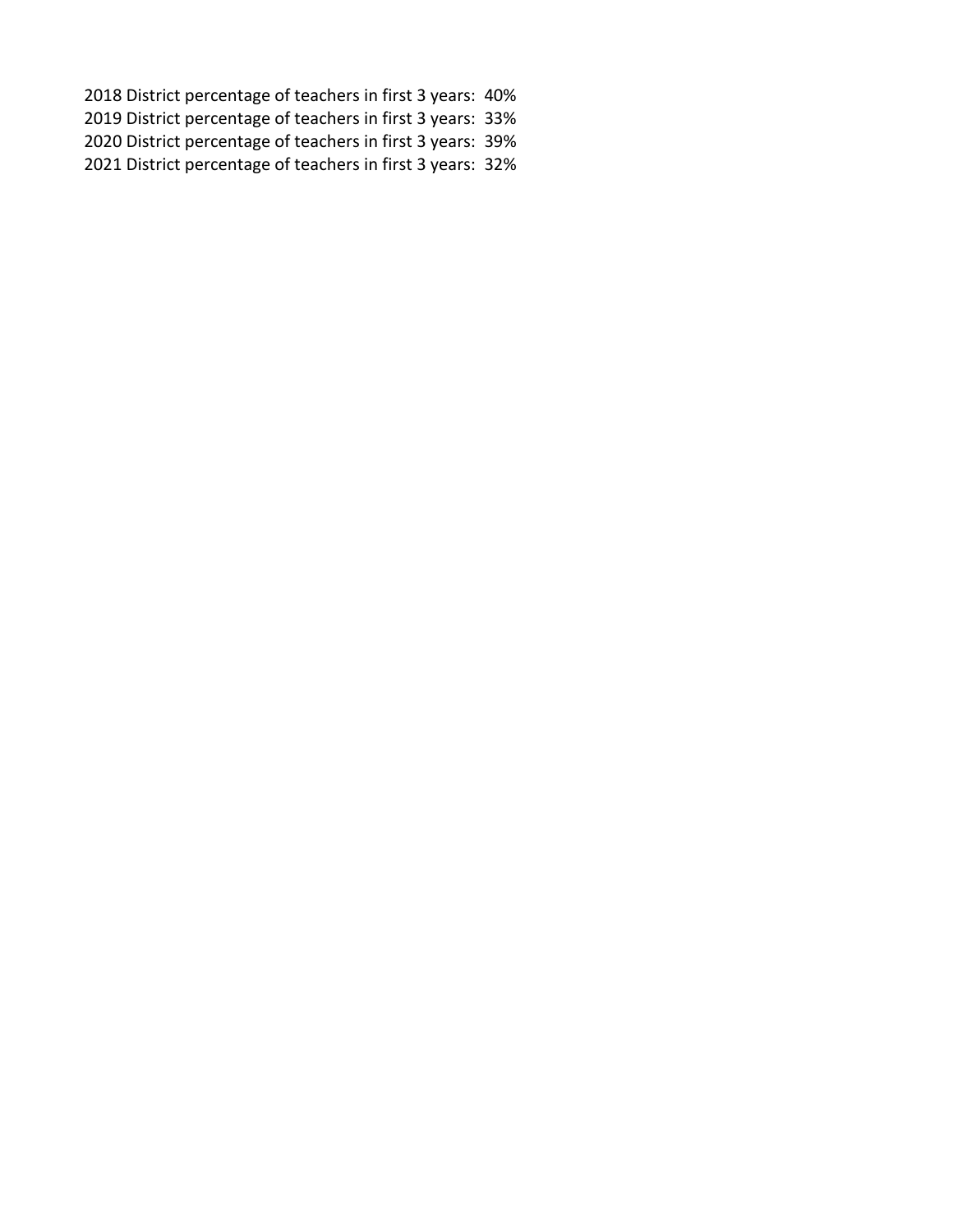2018 District percentage of teachers in first 3 years: 40%
2019 District percentage of teachers in first 3 years: 33%
2020 District percentage of teachers in first 3 years: 39%
2021 District percentage of teachers in first 3 years: 32%